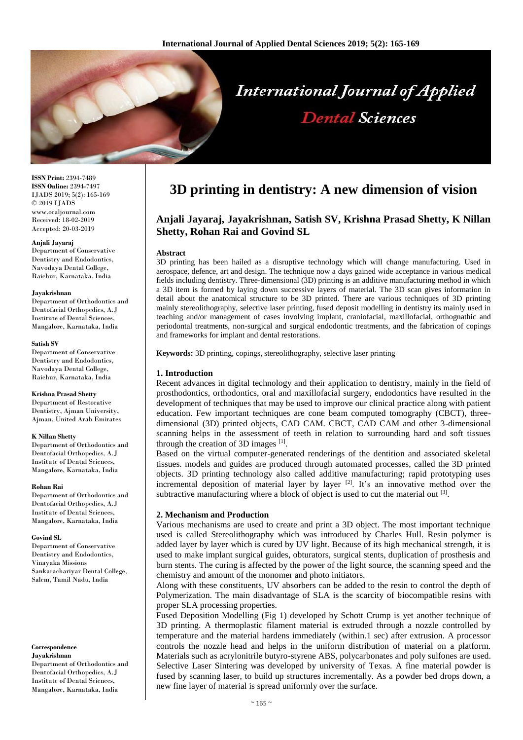# 3D printing in dentistry: A new dimension of vision

## Anjali Jayaraj, Jayakrishnan, Satish SV, Krishna Prasad Shetty, K Nillan Shetty, Rohan Rai and Govind SL

**ISSN Print:** 2394-7489
**ISSN Online:** 2394-7497
IJADS 2019; 5(2): 165-169
© 2019 IJADS
www.oraljournal.com
Received: 18-02-2019
Accepted: 20-03-2019

**Anjali Jayaraj**
Department of Conservative Dentistry and Endodontics, Navodaya Dental College, Raichur, Karnataka, India

**Jayakrishnan**
Department of Orthodontics and Dentofacial Orthopedics, A.J Institute of Dental Sciences, Mangalore, Karnataka, India

**Satish SV**
Department of Conservative Dentistry and Endodontics, Navodaya Dental College, Raichur, Karnataka, India

**Krishna Prasad Shetty**
Department of Restorative Dentistry, Ajman University, Ajman, United Arab Emirates

**K Nillan Shetty**
Department of Orthodontics and Dentofacial Orthopedics, A.J Institute of Dental Sciences, Mangalore, Karnataka, India

**Rohan Rai**
Department of Orthodontics and Dentofacial Orthopedics, A.J Institute of Dental Sciences, Mangalore, Karnataka, India

**Govind SL**
Department of Conservative Dentistry and Endodontics, Vinayaka Missions Sankarachariyar Dental College, Salem, Tamil Nadu, India

**Correspondence**
**Jayakrishnan**
Department of Orthodontics and Dentofacial Orthopedics, A.J Institute of Dental Sciences, Mangalore, Karnataka, India

### Abstract

3D printing has been hailed as a disruptive technology which will change manufacturing. Used in aerospace, defence, art and design. The technique now a days gained wide acceptance in various medical fields including dentistry. Three-dimensional (3D) printing is an additive manufacturing method in which a 3D item is formed by laying down successive layers of material. The 3D scan gives information in detail about the anatomical structure to be 3D printed. There are various techniques of 3D printing mainly stereolithography, selective laser printing, fused deposit modelling in dentistry its mainly used in teaching and/or management of cases involving implant, craniofacial, maxillofacial, orthognathic and periodontal treatments, non-surgical and surgical endodontic treatments, and the fabrication of copings and frameworks for implant and dental restorations.

**Keywords:** 3D printing, copings, stereolithography, selective laser printing

### 1. Introduction

Recent advances in digital technology and their application to dentistry, mainly in the field of prosthodontics, orthodontics, oral and maxillofacial surgery, endodontics have resulted in the development of techniques that may be used to improve our clinical practice along with patient education. Few important techniques are cone beam computed tomography (CBCT), three-dimensional (3D) printed objects, CAD CAM. CBCT, CAD CAM and other 3-dimensional scanning helps in the assessment of teeth in relation to surrounding hard and soft tissues through the creation of 3D images [1].

Based on the virtual computer-generated renderings of the dentition and associated skeletal tissues. models and guides are produced through automated processes, called the 3D printed objects. 3D printing technology also called additive manufacturing; rapid prototyping uses incremental deposition of material layer by layer [2]. It's an innovative method over the subtractive manufacturing where a block of object is used to cut the material out [3].

### 2. Mechanism and Production

Various mechanisms are used to create and print a 3D object. The most important technique used is called Stereolithography which was introduced by Charles Hull. Resin polymer is added layer by layer which is cured by UV light. Because of its high mechanical strength, it is used to make implant surgical guides, obturators, surgical stents, duplication of prosthesis and burn stents. The curing is affected by the power of the light source, the scanning speed and the chemistry and amount of the monomer and photo initiators.

Along with these constituents, UV absorbers can be added to the resin to control the depth of Polymerization. The main disadvantage of SLA is the scarcity of biocompatible resins with proper SLA processing properties.

Fused Deposition Modelling (Fig 1) developed by Schott Crump is yet another technique of 3D printing. A thermoplastic filament material is extruded through a nozzle controlled by temperature and the material hardens immediately (within.1 sec) after extrusion. A processor controls the nozzle head and helps in the uniform distribution of material on a platform. Materials such as acrylonitrile butyro-styrene ABS, polycarbonates and poly sulfones are used. Selective Laser Sintering was developed by university of Texas. A fine material powder is fused by scanning laser, to build up structures incrementally. As a powder bed drops down, a new fine layer of material is spread uniformly over the surface.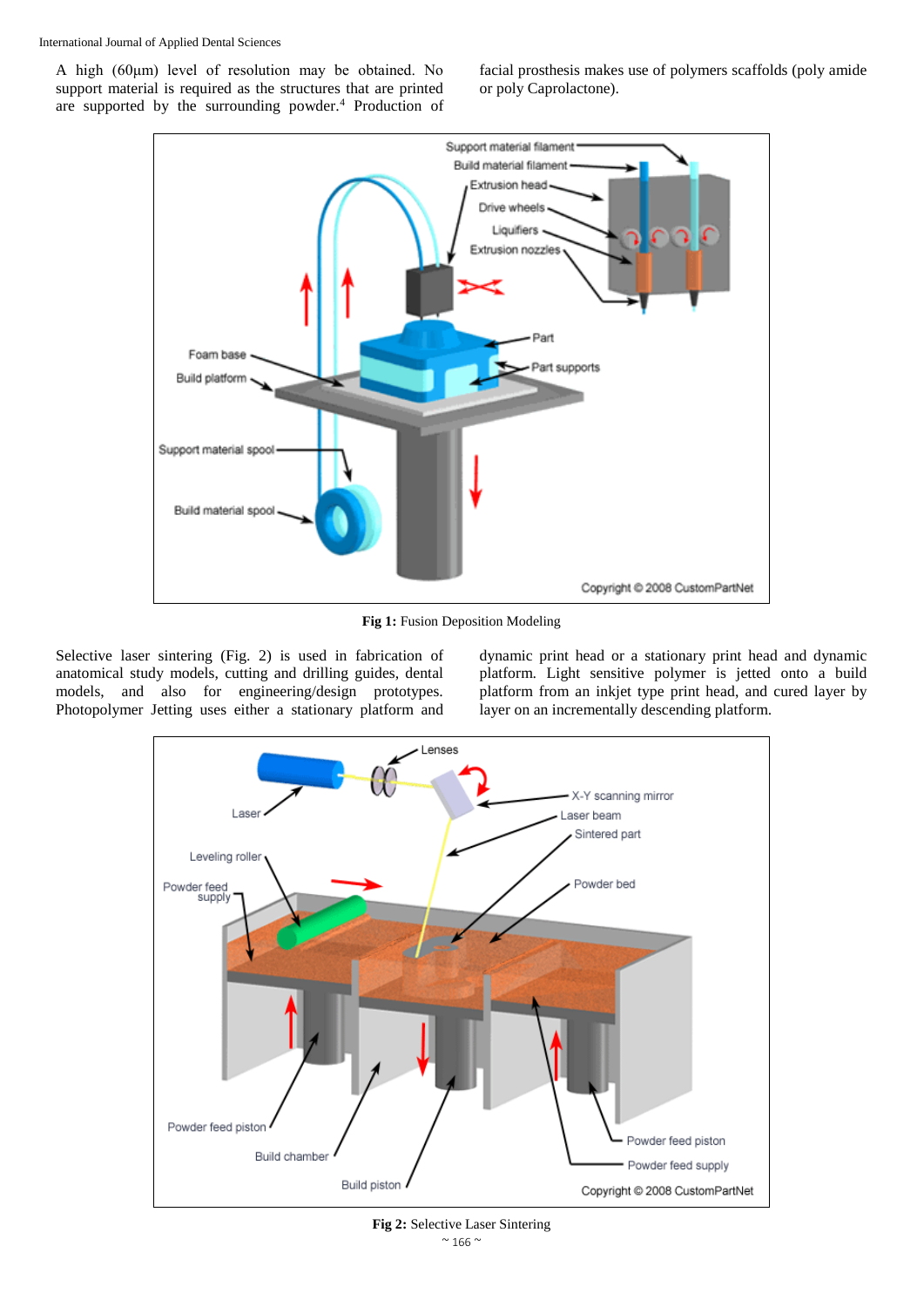A high (60μm) level of resolution may be obtained. No support material is required as the structures that are printed are supported by the surrounding powder.[4] Production of facial prosthesis makes use of polymers scaffolds (poly amide or poly Caprolactone).

**Fig 1:** Fusion Deposition Modeling

Selective laser sintering (Fig. 2) is used in fabrication of anatomical study models, cutting and drilling guides, dental models, and also for engineering/design prototypes. Photopolymer Jetting uses either a stationary platform and dynamic print head or a stationary print head and dynamic platform. Light sensitive polymer is jetted onto a build platform from an inkjet type print head, and cured layer by layer on an incrementally descending platform.

**Fig 2:** Selective Laser Sintering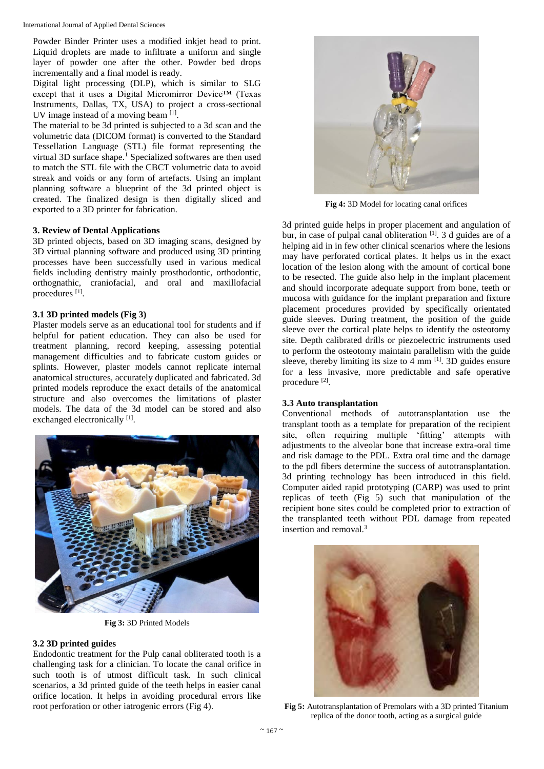Powder Binder Printer uses a modified inkjet head to print. Liquid droplets are made to infiltrate a uniform and single layer of powder one after the other. Powder bed drops incrementally and a final model is ready.

Digital light processing (DLP), which is similar to SLG except that it uses a Digital Micromirror Device™ (Texas Instruments, Dallas, TX, USA) to project a cross-sectional UV image instead of a moving beam [1].

The material to be 3d printed is subjected to a 3d scan and the volumetric data (DICOM format) is converted to the Standard Tessellation Language (STL) file format representing the virtual 3D surface shape.[1] Specialized softwares are then used to match the STL file with the CBCT volumetric data to avoid streak and voids or any form of artefacts. Using an implant planning software a blueprint of the 3d printed object is created. The finalized design is then digitally sliced and exported to a 3D printer for fabrication.

### 3. Review of Dental Applications

3D printed objects, based on 3D imaging scans, designed by 3D virtual planning software and produced using 3D printing processes have been successfully used in various medical fields including dentistry mainly prosthodontic, orthodontic, orthognathic, craniofacial, and oral and maxillofacial procedures [1].

### 3.1 3D printed models (Fig 3)

Plaster models serve as an educational tool for students and if helpful for patient education. They can also be used for treatment planning, record keeping, assessing potential management difficulties and to fabricate custom guides or splints. However, plaster models cannot replicate internal anatomical structures, accurately duplicated and fabricated. 3d printed models reproduce the exact details of the anatomical structure and also overcomes the limitations of plaster models. The data of the 3d model can be stored and also exchanged electronically [1].

**Fig 3:** 3D Printed Models

### 3.2 3D printed guides

Endodontic treatment for the Pulp canal obliterated tooth is a challenging task for a clinician. To locate the canal orifice in such tooth is of utmost difficult task. In such clinical scenarios, a 3d printed guide of the teeth helps in easier canal orifice location. It helps in avoiding procedural errors like root perforation or other iatrogenic errors (Fig 4).

**Fig 4:** 3D Model for locating canal orifices

3d printed guide helps in proper placement and angulation of bur, in case of pulpal canal obliteration [1]. 3 d guides are of a helping aid in in few other clinical scenarios where the lesions may have perforated cortical plates. It helps us in the exact location of the lesion along with the amount of cortical bone to be resected. The guide also help in the implant placement and should incorporate adequate support from bone, teeth or mucosa with guidance for the implant preparation and fixture placement procedures provided by specifically orientated guide sleeves. During treatment, the position of the guide sleeve over the cortical plate helps to identify the osteotomy site. Depth calibrated drills or piezoelectric instruments used to perform the osteotomy maintain parallelism with the guide sleeve, thereby limiting its size to 4 mm [1]. 3D guides ensure for a less invasive, more predictable and safe operative procedure [2].

### 3.3 Auto transplantation

Conventional methods of autotransplantation use the transplant tooth as a template for preparation of the recipient site, often requiring multiple 'fitting' attempts with adjustments to the alveolar bone that increase extra-oral time and risk damage to the PDL. Extra oral time and the damage to the pdl fibers determine the success of autotransplantation. 3d printing technology has been introduced in this field. Computer aided rapid prototyping (CARP) was used to print replicas of teeth (Fig 5) such that manipulation of the recipient bone sites could be completed prior to extraction of the transplanted teeth without PDL damage from repeated insertion and removal.[3]

**Fig 5:** Autotransplantation of Premolars with a 3D printed Titanium replica of the donor tooth, acting as a surgical guide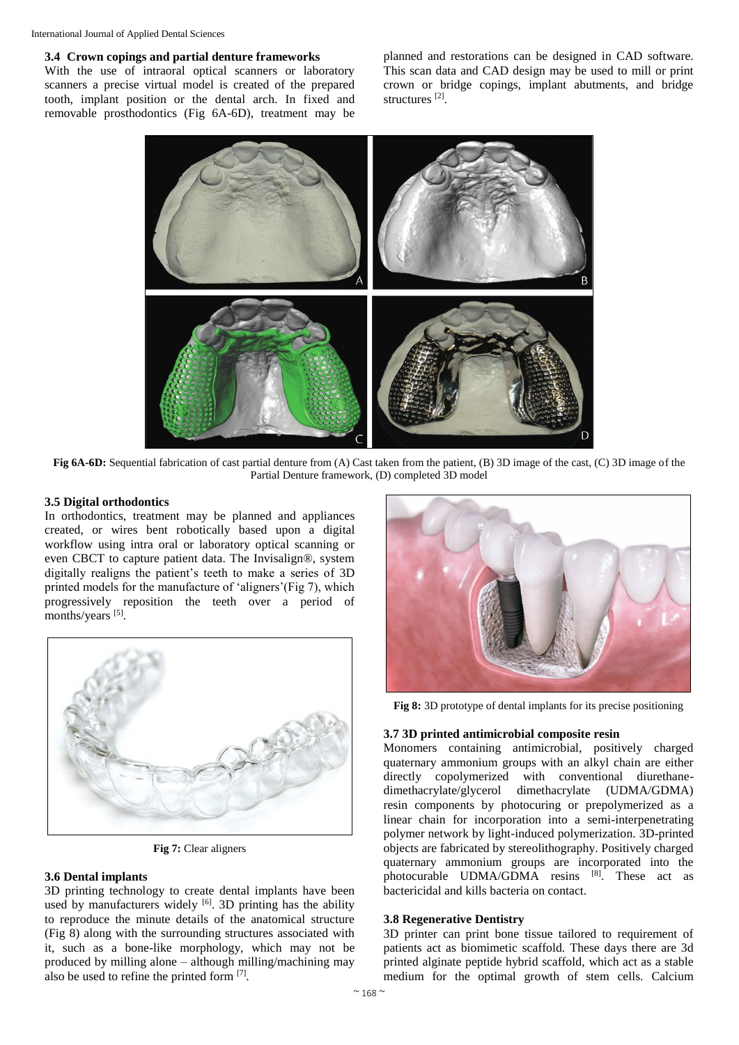### 3.4 Crown copings and partial denture frameworks

With the use of intraoral optical scanners or laboratory scanners a precise virtual model is created of the prepared tooth, implant position or the dental arch. In fixed and removable prosthodontics (Fig 6A-6D), treatment may be planned and restorations can be designed in CAD software. This scan data and CAD design may be used to mill or print crown or bridge copings, implant abutments, and bridge structures [2].

**Fig 6A-6D:** Sequential fabrication of cast partial denture from (A) Cast taken from the patient, (B) 3D image of the cast, (C) 3D image of the Partial Denture framework, (D) completed 3D model

### 3.5 Digital orthodontics

In orthodontics, treatment may be planned and appliances created, or wires bent robotically based upon a digital workflow using intra oral or laboratory optical scanning or even CBCT to capture patient data. The Invisalign®, system digitally realigns the patient's teeth to make a series of 3D printed models for the manufacture of 'aligners'(Fig 7), which progressively reposition the teeth over a period of months/years [5].

**Fig 7:** Clear aligners

### 3.6 Dental implants

3D printing technology to create dental implants have been used by manufacturers widely [6]. 3D printing has the ability to reproduce the minute details of the anatomical structure (Fig 8) along with the surrounding structures associated with it, such as a bone-like morphology, which may not be produced by milling alone – although milling/machining may also be used to refine the printed form [7].

**Fig 8:** 3D prototype of dental implants for its precise positioning

### 3.7 3D printed antimicrobial composite resin

Monomers containing antimicrobial, positively charged quaternary ammonium groups with an alkyl chain are either directly copolymerized with conventional diurethane-dimethacrylate/glycerol dimethacrylate (UDMA/GDMA) resin components by photocuring or prepolymerized as a linear chain for incorporation into a semi-interpenetrating polymer network by light-induced polymerization. 3D-printed objects are fabricated by stereolithography. Positively charged quaternary ammonium groups are incorporated into the photocurable UDMA/GDMA resins [8]. These act as bactericidal and kills bacteria on contact.

### 3.8 Regenerative Dentistry

3D printer can print bone tissue tailored to requirement of patients act as biomimetic scaffold. These days there are 3d printed alginate peptide hybrid scaffold, which act as a stable medium for the optimal growth of stem cells. Calcium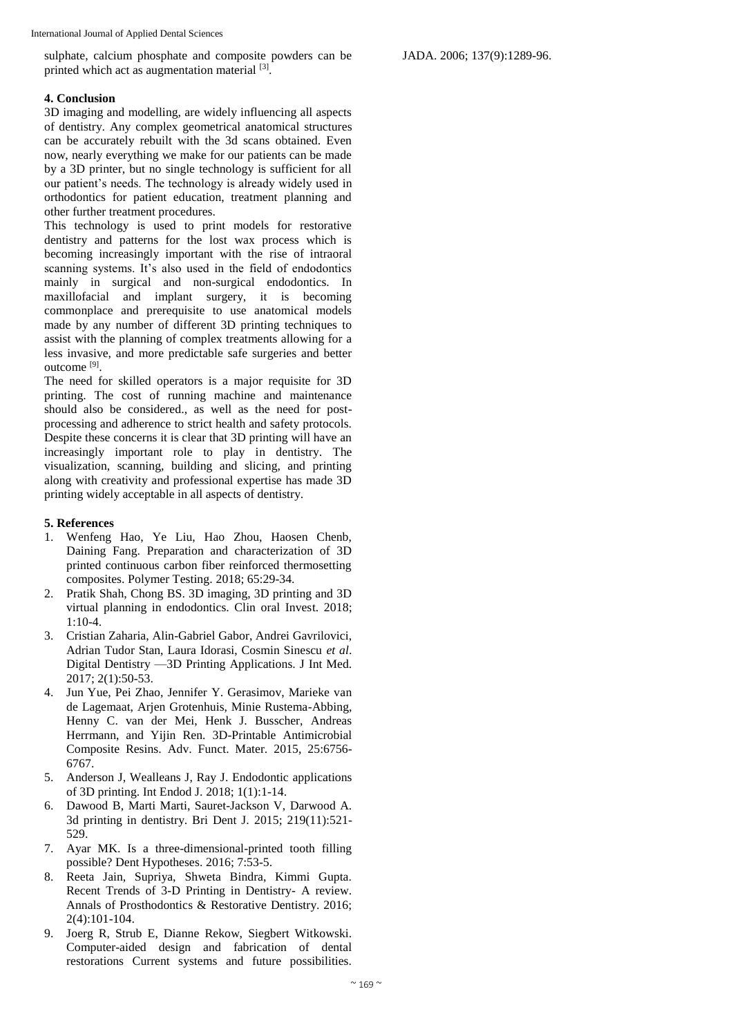sulphate, calcium phosphate and composite powders can be printed which act as augmentation material [3].

## 4. Conclusion

3D imaging and modelling, are widely influencing all aspects of dentistry. Any complex geometrical anatomical structures can be accurately rebuilt with the 3d scans obtained. Even now, nearly everything we make for our patients can be made by a 3D printer, but no single technology is sufficient for all our patient's needs. The technology is already widely used in orthodontics for patient education, treatment planning and other further treatment procedures.

This technology is used to print models for restorative dentistry and patterns for the lost wax process which is becoming increasingly important with the rise of intraoral scanning systems. It's also used in the field of endodontics mainly in surgical and non-surgical endodontics. In maxillofacial and implant surgery, it is becoming commonplace and prerequisite to use anatomical models made by any number of different 3D printing techniques to assist with the planning of complex treatments allowing for a less invasive, and more predictable safe surgeries and better outcome [9].

The need for skilled operators is a major requisite for 3D printing. The cost of running machine and maintenance should also be considered., as well as the need for post-processing and adherence to strict health and safety protocols. Despite these concerns it is clear that 3D printing will have an increasingly important role to play in dentistry. The visualization, scanning, building and slicing, and printing along with creativity and professional expertise has made 3D printing widely acceptable in all aspects of dentistry.

## 5. References

1. Wenfeng Hao, Ye Liu, Hao Zhou, Haosen Chenb, Daining Fang. Preparation and characterization of 3D printed continuous carbon fiber reinforced thermosetting composites. Polymer Testing. 2018; 65:29-34.
2. Pratik Shah, Chong BS. 3D imaging, 3D printing and 3D virtual planning in endodontics. Clin oral Invest. 2018; 1:10-4.
3. Cristian Zaharia, Alin-Gabriel Gabor, Andrei Gavrilovici, Adrian Tudor Stan, Laura Idorasi, Cosmin Sinescu *et al*. Digital Dentistry —3D Printing Applications. J Int Med. 2017; 2(1):50-53.
4. Jun Yue, Pei Zhao, Jennifer Y. Gerasimov, Marieke van de Lagemaat, Arjen Grotenhuis, Minie Rustema-Abbing, Henny C. van der Mei, Henk J. Busscher, Andreas Herrmann, and Yijin Ren. 3D-Printable Antimicrobial Composite Resins. Adv. Funct. Mater. 2015, 25:6756-6767.
5. Anderson J, Wealleans J, Ray J. Endodontic applications of 3D printing. Int Endod J. 2018; 1(1):1-14.
6. Dawood B, Marti Marti, Sauret-Jackson V, Darwood A. 3d printing in dentistry. Bri Dent J. 2015; 219(11):521-529.
7. Ayar MK. Is a three-dimensional-printed tooth filling possible? Dent Hypotheses. 2016; 7:53-5.
8. Reeta Jain, Supriya, Shweta Bindra, Kimmi Gupta. Recent Trends of 3-D Printing in Dentistry- A review. Annals of Prosthodontics & Restorative Dentistry. 2016; 2(4):101-104.
9. Joerg R, Strub E, Dianne Rekow, Siegbert Witkowski. Computer-aided design and fabrication of dental restorations Current systems and future possibilities. JADA. 2006; 137(9):1289-96.